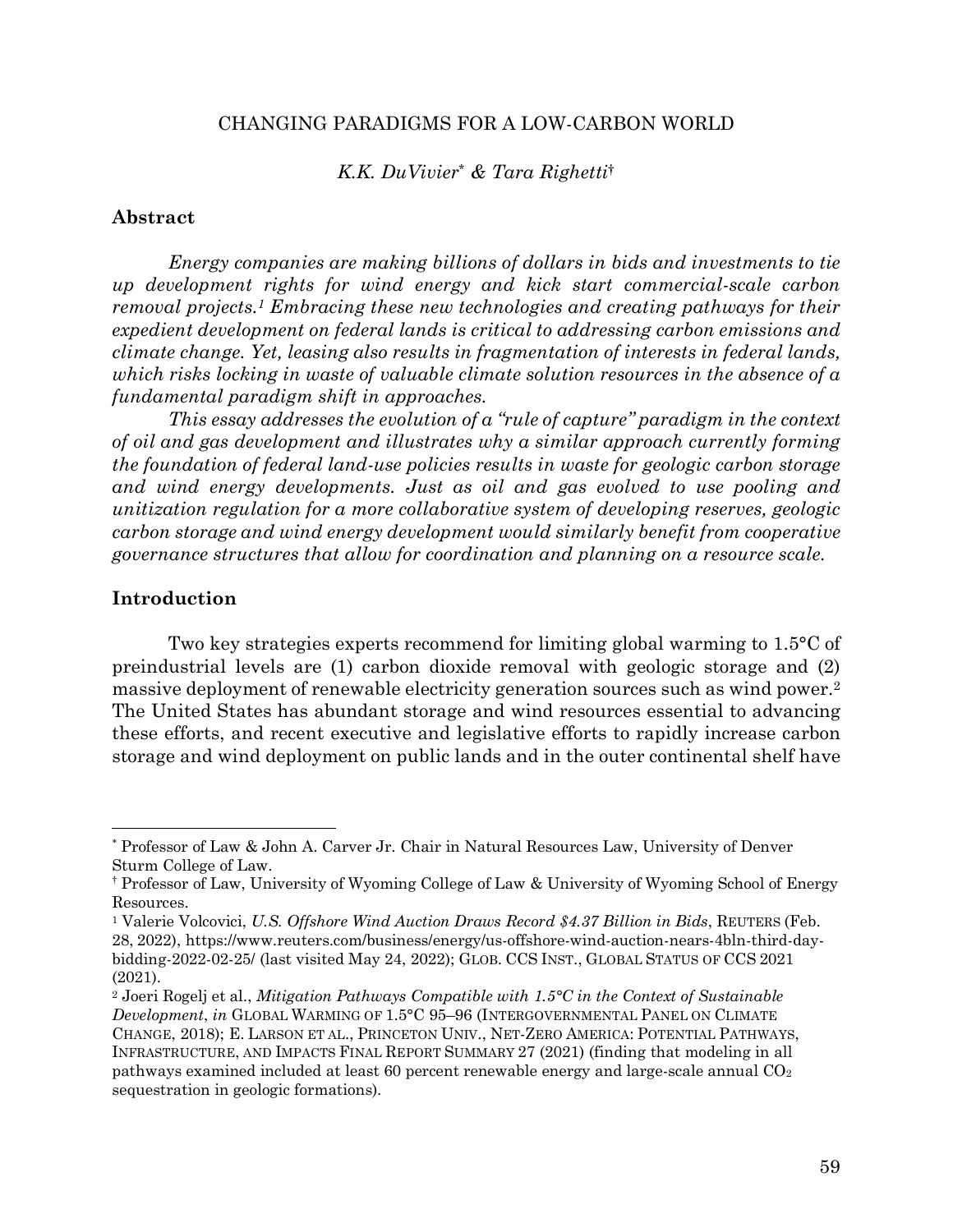# CHANGING PARADIGMS FOR A LOW-CARBON WORLD

*K.K. DuVivier*[*] *& Tara Righetti*[†]

## Abstract

*Energy companies are making billions of dollars in bids and investments to tie up development rights for wind energy and kick start commercial-scale carbon removal projects.[1] Embracing these new technologies and creating pathways for their expedient development on federal lands is critical to addressing carbon emissions and climate change. Yet, leasing also results in fragmentation of interests in federal lands, which risks locking in waste of valuable climate solution resources in the absence of a fundamental paradigm shift in approaches.*

*This essay addresses the evolution of a "rule of capture" paradigm in the context of oil and gas development and illustrates why a similar approach currently forming the foundation of federal land-use policies results in waste for geologic carbon storage and wind energy developments. Just as oil and gas evolved to use pooling and unitization regulation for a more collaborative system of developing reserves, geologic carbon storage and wind energy development would similarly benefit from cooperative governance structures that allow for coordination and planning on a resource scale.*

## Introduction

Two key strategies experts recommend for limiting global warming to 1.5°C of preindustrial levels are (1) carbon dioxide removal with geologic storage and (2) massive deployment of renewable electricity generation sources such as wind power.[2] The United States has abundant storage and wind resources essential to advancing these efforts, and recent executive and legislative efforts to rapidly increase carbon storage and wind deployment on public lands and in the outer continental shelf have

---

[*] Professor of Law & John A. Carver Jr. Chair in Natural Resources Law, University of Denver Sturm College of Law.

[†] Professor of Law, University of Wyoming College of Law & University of Wyoming School of Energy Resources.

[1] Valerie Volcovici, *U.S. Offshore Wind Auction Draws Record $4.37 Billion in Bids*, REUTERS (Feb. 28, 2022), https://www.reuters.com/business/energy/us-offshore-wind-auction-nears-4bln-third-day-bidding-2022-02-25/ (last visited May 24, 2022); GLOB. CCS INST., GLOBAL STATUS OF CCS 2021 (2021).

[2] Joeri Rogelj et al., *Mitigation Pathways Compatible with 1.5°C in the Context of Sustainable Development*, *in* GLOBAL WARMING OF 1.5°C 95–96 (INTERGOVERNMENTAL PANEL ON CLIMATE CHANGE, 2018); E. LARSON ET AL., PRINCETON UNIV., NET-ZERO AMERICA: POTENTIAL PATHWAYS, INFRASTRUCTURE, AND IMPACTS FINAL REPORT SUMMARY 27 (2021) (finding that modeling in all pathways examined included at least 60 percent renewable energy and large-scale annual $CO_2$ sequestration in geologic formations).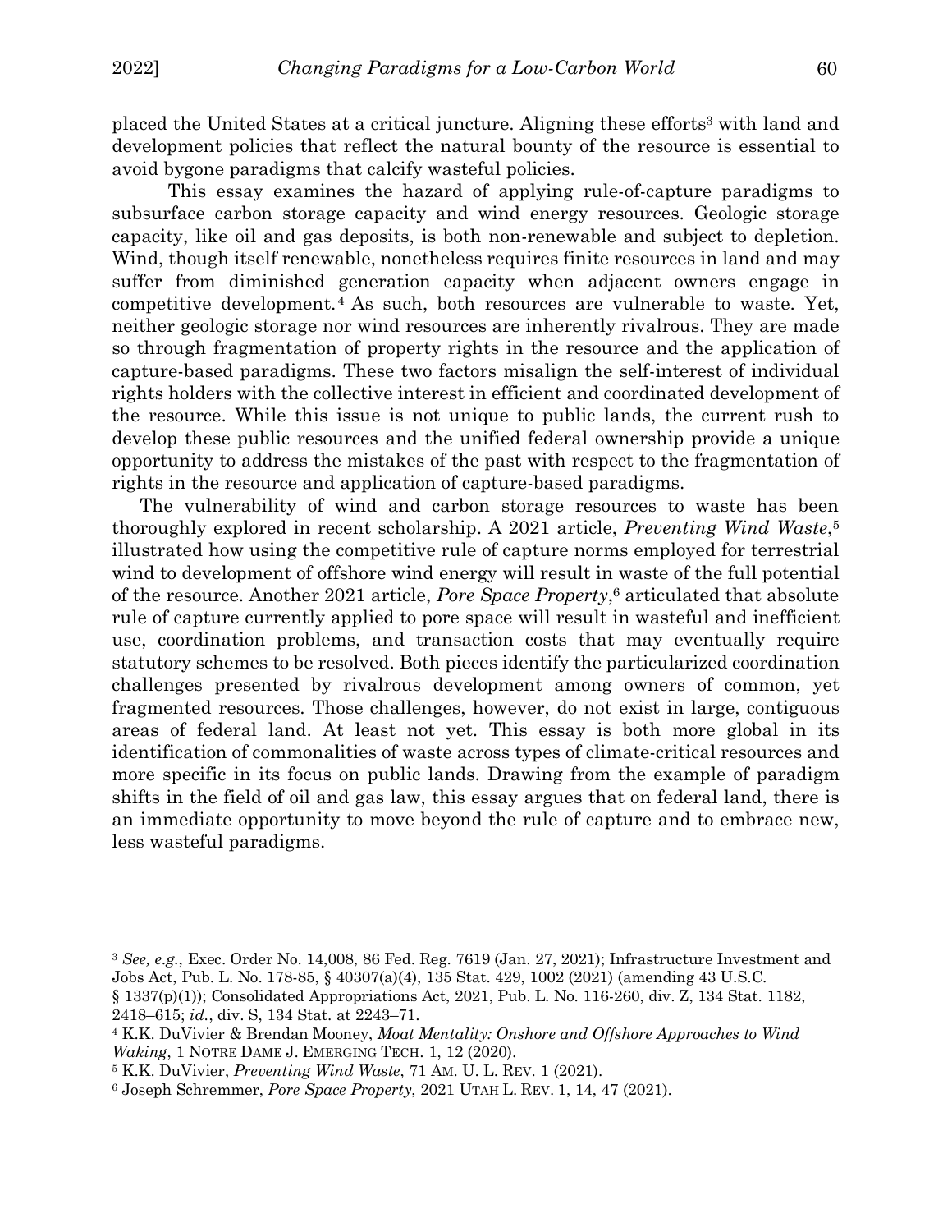placed the United States at a critical juncture. Aligning these efforts[3] with land and development policies that reflect the natural bounty of the resource is essential to avoid bygone paradigms that calcify wasteful policies.

This essay examines the hazard of applying rule-of-capture paradigms to subsurface carbon storage capacity and wind energy resources. Geologic storage capacity, like oil and gas deposits, is both non-renewable and subject to depletion. Wind, though itself renewable, nonetheless requires finite resources in land and may suffer from diminished generation capacity when adjacent owners engage in competitive development.[4] As such, both resources are vulnerable to waste. Yet, neither geologic storage nor wind resources are inherently rivalrous. They are made so through fragmentation of property rights in the resource and the application of capture-based paradigms. These two factors misalign the self-interest of individual rights holders with the collective interest in efficient and coordinated development of the resource. While this issue is not unique to public lands, the current rush to develop these public resources and the unified federal ownership provide a unique opportunity to address the mistakes of the past with respect to the fragmentation of rights in the resource and application of capture-based paradigms.

The vulnerability of wind and carbon storage resources to waste has been thoroughly explored in recent scholarship. A 2021 article, *Preventing Wind Waste*,[5] illustrated how using the competitive rule of capture norms employed for terrestrial wind to development of offshore wind energy will result in waste of the full potential of the resource. Another 2021 article, *Pore Space Property*,[6] articulated that absolute rule of capture currently applied to pore space will result in wasteful and inefficient use, coordination problems, and transaction costs that may eventually require statutory schemes to be resolved. Both pieces identify the particularized coordination challenges presented by rivalrous development among owners of common, yet fragmented resources. Those challenges, however, do not exist in large, contiguous areas of federal land. At least not yet. This essay is both more global in its identification of commonalities of waste across types of climate-critical resources and more specific in its focus on public lands. Drawing from the example of paradigm shifts in the field of oil and gas law, this essay argues that on federal land, there is an immediate opportunity to move beyond the rule of capture and to embrace new, less wasteful paradigms.

---

[3] *See, e.g.*, Exec. Order No. 14,008, 86 Fed. Reg. 7619 (Jan. 27, 2021); Infrastructure Investment and Jobs Act, Pub. L. No. 178-85, § 40307(a)(4), 135 Stat. 429, 1002 (2021) (amending 43 U.S.C. § 1337(p)(1)); Consolidated Appropriations Act, 2021, Pub. L. No. 116-260, div. Z, 134 Stat. 1182, 2418–615; *id.*, div. S, 134 Stat. at 2243–71.

[4] K.K. DuVivier & Brendan Mooney, *Moat Mentality: Onshore and Offshore Approaches to Wind Waking*, 1 NOTRE DAME J. EMERGING TECH. 1, 12 (2020).

[5] K.K. DuVivier, *Preventing Wind Waste*, 71 AM. U. L. REV. 1 (2021).

[6] Joseph Schremmer, *Pore Space Property*, 2021 UTAH L. REV. 1, 14, 47 (2021).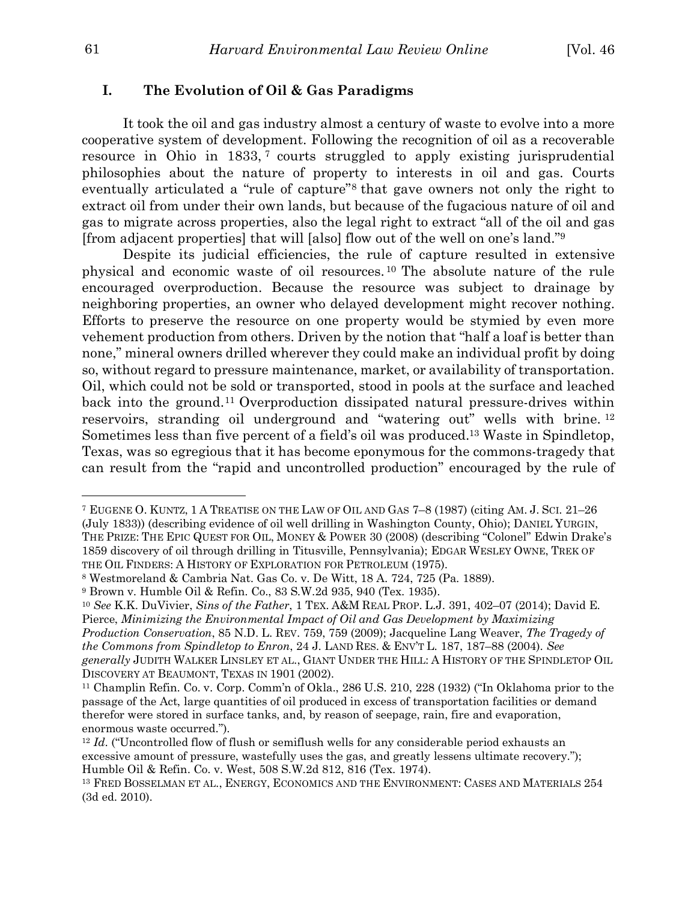## I. The Evolution of Oil & Gas Paradigms

It took the oil and gas industry almost a century of waste to evolve into a more cooperative system of development. Following the recognition of oil as a recoverable resource in Ohio in 1833, [7] courts struggled to apply existing jurisprudential philosophies about the nature of property to interests in oil and gas. Courts eventually articulated a "rule of capture"[8] that gave owners not only the right to extract oil from under their own lands, but because of the fugacious nature of oil and gas to migrate across properties, also the legal right to extract "all of the oil and gas [from adjacent properties] that will [also] flow out of the well on one's land."[9]

Despite its judicial efficiencies, the rule of capture resulted in extensive physical and economic waste of oil resources. [10] The absolute nature of the rule encouraged overproduction. Because the resource was subject to drainage by neighboring properties, an owner who delayed development might recover nothing. Efforts to preserve the resource on one property would be stymied by even more vehement production from others. Driven by the notion that "half a loaf is better than none," mineral owners drilled wherever they could make an individual profit by doing so, without regard to pressure maintenance, market, or availability of transportation. Oil, which could not be sold or transported, stood in pools at the surface and leached back into the ground.[11] Overproduction dissipated natural pressure-drives within reservoirs, stranding oil underground and "watering out" wells with brine. [12] Sometimes less than five percent of a field's oil was produced.[13] Waste in Spindletop, Texas, was so egregious that it has become eponymous for the commons-tragedy that can result from the "rapid and uncontrolled production" encouraged by the rule of

---

[7] EUGENE O. KUNTZ, 1 A TREATISE ON THE LAW OF OIL AND GAS 7–8 (1987) (citing AM. J. SCI. 21–26 (July 1833)) (describing evidence of oil well drilling in Washington County, Ohio); DANIEL YURGIN, THE PRIZE: THE EPIC QUEST FOR OIL, MONEY & POWER 30 (2008) (describing "Colonel" Edwin Drake's 1859 discovery of oil through drilling in Titusville, Pennsylvania); EDGAR WESLEY OWNE, TREK OF THE OIL FINDERS: A HISTORY OF EXPLORATION FOR PETROLEUM (1975).

[8] Westmoreland & Cambria Nat. Gas Co. v. De Witt, 18 A. 724, 725 (Pa. 1889).

[9] Brown v. Humble Oil & Refin. Co., 83 S.W.2d 935, 940 (Tex. 1935).

[10] *See* K.K. DuVivier, *Sins of the Father*, 1 TEX. A&M REAL PROP. L.J. 391, 402–07 (2014); David E. Pierce, *Minimizing the Environmental Impact of Oil and Gas Development by Maximizing Production Conservation*, 85 N.D. L. REV. 759, 759 (2009); Jacqueline Lang Weaver, *The Tragedy of the Commons from Spindletop to Enron*, 24 J. LAND RES. & ENV'T L. 187, 187–88 (2004). *See generally* JUDITH WALKER LINSLEY ET AL., GIANT UNDER THE HILL: A HISTORY OF THE SPINDLETOP OIL DISCOVERY AT BEAUMONT, TEXAS IN 1901 (2002).

[11] Champlin Refin. Co. v. Corp. Comm'n of Okla., 286 U.S. 210, 228 (1932) ("In Oklahoma prior to the passage of the Act, large quantities of oil produced in excess of transportation facilities or demand therefor were stored in surface tanks, and, by reason of seepage, rain, fire and evaporation, enormous waste occurred.").

[12] *Id*. ("Uncontrolled flow of flush or semiflush wells for any considerable period exhausts an excessive amount of pressure, wastefully uses the gas, and greatly lessens ultimate recovery."); Humble Oil & Refin. Co. v. West, 508 S.W.2d 812, 816 (Tex. 1974).

[13] FRED BOSSELMAN ET AL., ENERGY, ECONOMICS AND THE ENVIRONMENT: CASES AND MATERIALS 254 (3d ed. 2010).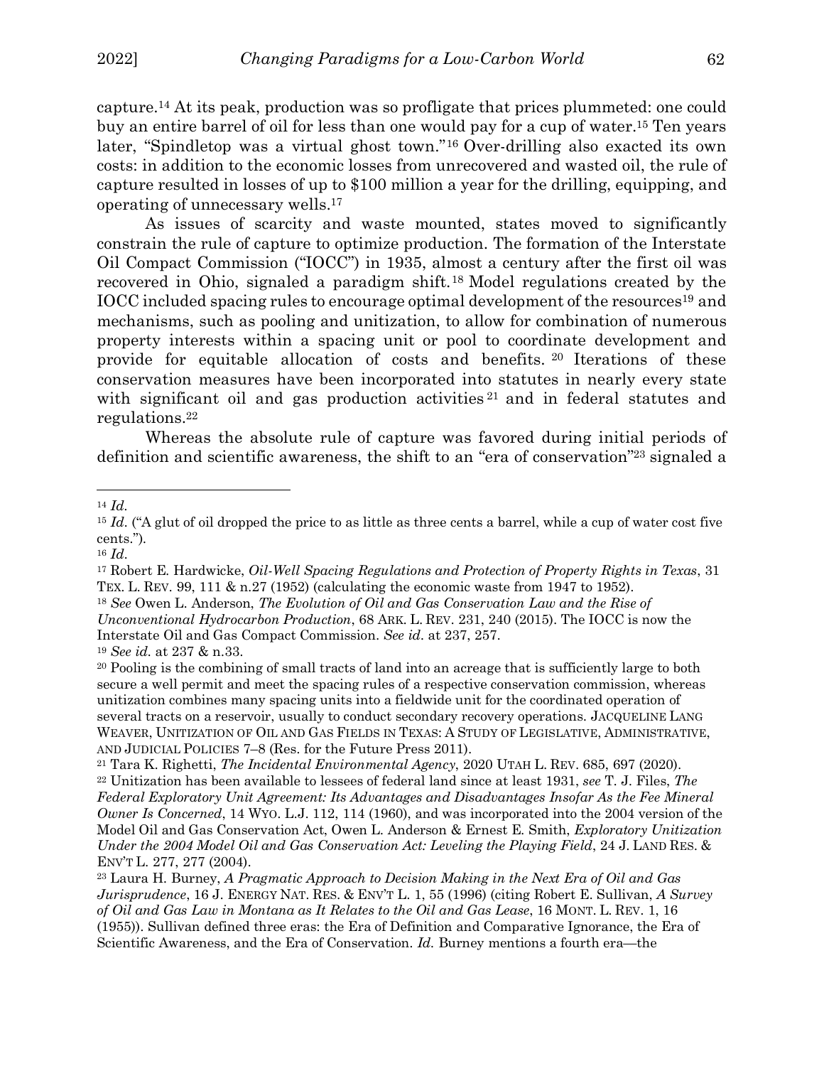capture.[14] At its peak, production was so profligate that prices plummeted: one could buy an entire barrel of oil for less than one would pay for a cup of water.[15] Ten years later, "Spindletop was a virtual ghost town."[16] Over-drilling also exacted its own costs: in addition to the economic losses from unrecovered and wasted oil, the rule of capture resulted in losses of up to $100 million a year for the drilling, equipping, and operating of unnecessary wells.[17]

As issues of scarcity and waste mounted, states moved to significantly constrain the rule of capture to optimize production. The formation of the Interstate Oil Compact Commission ("IOCC") in 1935, almost a century after the first oil was recovered in Ohio, signaled a paradigm shift.[18] Model regulations created by the IOCC included spacing rules to encourage optimal development of the resources[19] and mechanisms, such as pooling and unitization, to allow for combination of numerous property interests within a spacing unit or pool to coordinate development and provide for equitable allocation of costs and benefits.[20] Iterations of these conservation measures have been incorporated into statutes in nearly every state with significant oil and gas production activities[21] and in federal statutes and regulations.[22]

Whereas the absolute rule of capture was favored during initial periods of definition and scientific awareness, the shift to an "era of conservation"[23] signaled a

---

[14] *Id.*

[15] *Id.* ("A glut of oil dropped the price to as little as three cents a barrel, while a cup of water cost five cents.").

[16] *Id.*

[17] Robert E. Hardwicke, *Oil-Well Spacing Regulations and Protection of Property Rights in Texas*, 31 TEX. L. REV. 99, 111 & n.27 (1952) (calculating the economic waste from 1947 to 1952).

[18] *See* Owen L. Anderson, *The Evolution of Oil and Gas Conservation Law and the Rise of Unconventional Hydrocarbon Production*, 68 ARK. L. REV. 231, 240 (2015). The IOCC is now the Interstate Oil and Gas Compact Commission. *See id.* at 237, 257.

[19] *See id.* at 237 & n.33.

[20] Pooling is the combining of small tracts of land into an acreage that is sufficiently large to both secure a well permit and meet the spacing rules of a respective conservation commission, whereas unitization combines many spacing units into a fieldwide unit for the coordinated operation of several tracts on a reservoir, usually to conduct secondary recovery operations. JACQUELINE LANG WEAVER, UNITIZATION OF OIL AND GAS FIELDS IN TEXAS: A STUDY OF LEGISLATIVE, ADMINISTRATIVE, AND JUDICIAL POLICIES 7–8 (Res. for the Future Press 2011).

[21] Tara K. Righetti, *The Incidental Environmental Agency*, 2020 UTAH L. REV. 685, 697 (2020).

[22] Unitization has been available to lessees of federal land since at least 1931, *see* T. J. Files, *The Federal Exploratory Unit Agreement: Its Advantages and Disadvantages Insofar As the Fee Mineral Owner Is Concerned*, 14 WYO. L.J. 112, 114 (1960), and was incorporated into the 2004 version of the Model Oil and Gas Conservation Act, Owen L. Anderson & Ernest E. Smith, *Exploratory Unitization Under the 2004 Model Oil and Gas Conservation Act: Leveling the Playing Field*, 24 J. LAND RES. & ENV'T L. 277, 277 (2004).

[23] Laura H. Burney, *A Pragmatic Approach to Decision Making in the Next Era of Oil and Gas Jurisprudence*, 16 J. ENERGY NAT. RES. & ENV'T L. 1, 55 (1996) (citing Robert E. Sullivan, *A Survey of Oil and Gas Law in Montana as It Relates to the Oil and Gas Lease*, 16 MONT. L. REV. 1, 16 (1955)). Sullivan defined three eras: the Era of Definition and Comparative Ignorance, the Era of Scientific Awareness, and the Era of Conservation. *Id.* Burney mentions a fourth era—the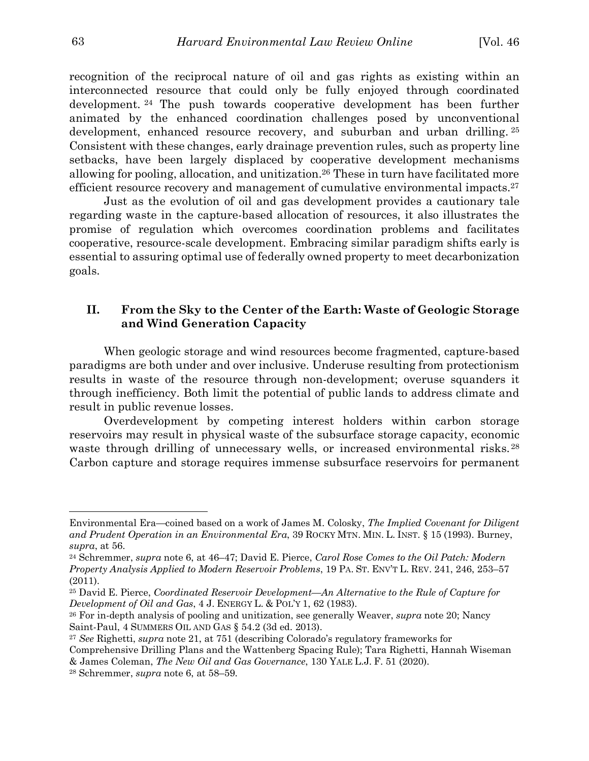recognition of the reciprocal nature of oil and gas rights as existing within an interconnected resource that could only be fully enjoyed through coordinated development.[24] The push towards cooperative development has been further animated by the enhanced coordination challenges posed by unconventional development, enhanced resource recovery, and suburban and urban drilling.[25] Consistent with these changes, early drainage prevention rules, such as property line setbacks, have been largely displaced by cooperative development mechanisms allowing for pooling, allocation, and unitization.[26] These in turn have facilitated more efficient resource recovery and management of cumulative environmental impacts.[27]

Just as the evolution of oil and gas development provides a cautionary tale regarding waste in the capture-based allocation of resources, it also illustrates the promise of regulation which overcomes coordination problems and facilitates cooperative, resource-scale development. Embracing similar paradigm shifts early is essential to assuring optimal use of federally owned property to meet decarbonization goals.

## II. From the Sky to the Center of the Earth: Waste of Geologic Storage and Wind Generation Capacity

When geologic storage and wind resources become fragmented, capture-based paradigms are both under and over inclusive. Underuse resulting from protectionism results in waste of the resource through non-development; overuse squanders it through inefficiency. Both limit the potential of public lands to address climate and result in public revenue losses.

Overdevelopment by competing interest holders within carbon storage reservoirs may result in physical waste of the subsurface storage capacity, economic waste through drilling of unnecessary wells, or increased environmental risks.[28] Carbon capture and storage requires immense subsurface reservoirs for permanent

---

Environmental Era—coined based on a work of James M. Colosky, *The Implied Covenant for Diligent and Prudent Operation in an Environmental Era*, 39 ROCKY MTN. MIN. L. INST. § 15 (1993). Burney, *supra*, at 56.

[24] Schremmer, *supra* note 6, at 46–47; David E. Pierce, *Carol Rose Comes to the Oil Patch: Modern Property Analysis Applied to Modern Reservoir Problems*, 19 PA. ST. ENV'T L. REV. 241, 246, 253–57 (2011).

[25] David E. Pierce, *Coordinated Reservoir Development—An Alternative to the Rule of Capture for Development of Oil and Gas*, 4 J. ENERGY L. & POL'Y 1, 62 (1983).

[26] For in-depth analysis of pooling and unitization, see generally Weaver, *supra* note 20; Nancy Saint-Paul, 4 SUMMERS OIL AND GAS § 54.2 (3d ed. 2013).

[27] *See* Righetti, *supra* note 21, at 751 (describing Colorado's regulatory frameworks for Comprehensive Drilling Plans and the Wattenberg Spacing Rule); Tara Righetti, Hannah Wiseman & James Coleman, *The New Oil and Gas Governance*, 130 YALE L.J. F. 51 (2020).

[28] Schremmer, *supra* note 6, at 58–59.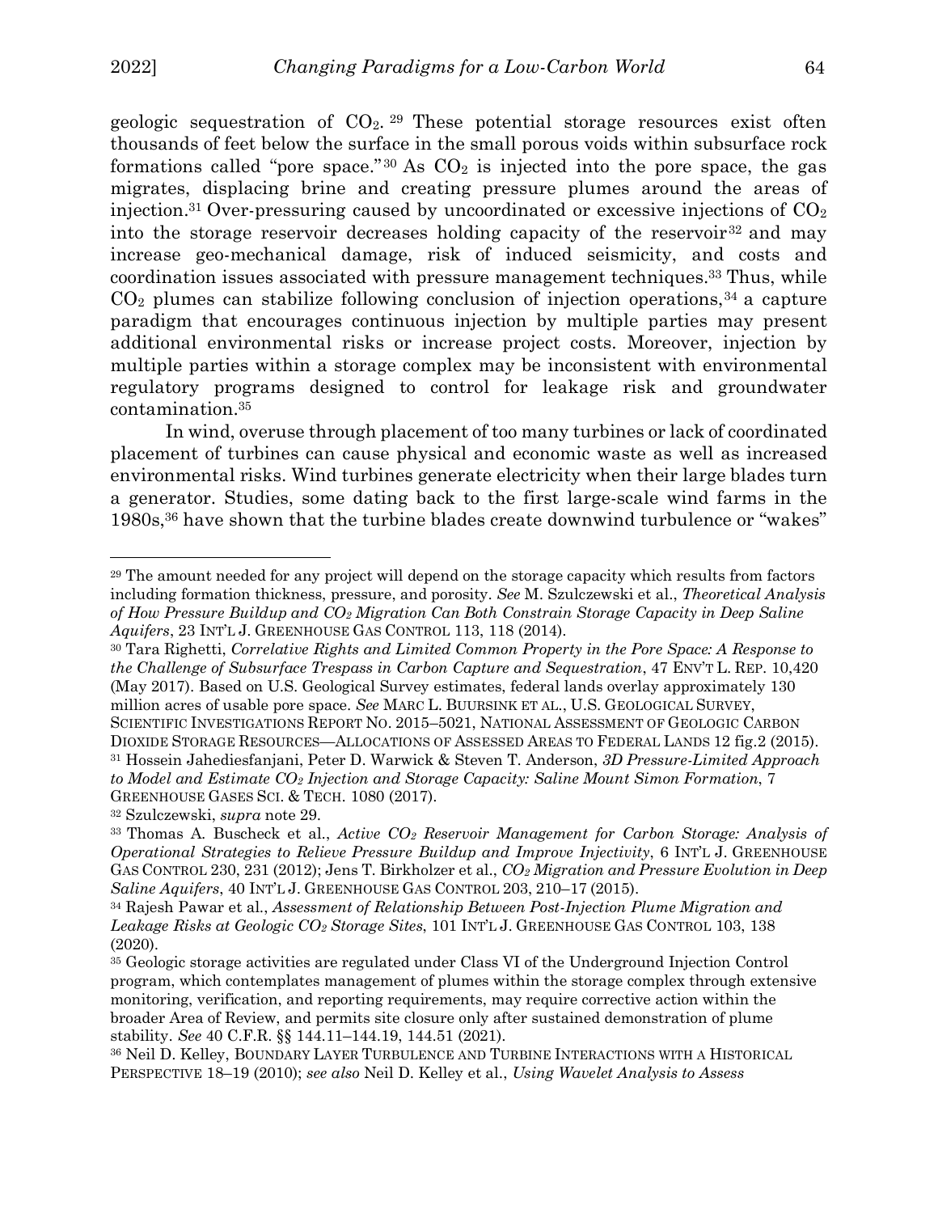geologic sequestration of $CO_2$.[29] These potential storage resources exist often thousands of feet below the surface in the small porous voids within subsurface rock formations called "pore space."[30] As $CO_2$ is injected into the pore space, the gas migrates, displacing brine and creating pressure plumes around the areas of injection.[31] Over-pressuring caused by uncoordinated or excessive injections of $CO_2$ into the storage reservoir decreases holding capacity of the reservoir[32] and may increase geo-mechanical damage, risk of induced seismicity, and costs and coordination issues associated with pressure management techniques.[33] Thus, while $CO_2$ plumes can stabilize following conclusion of injection operations,[34] a capture paradigm that encourages continuous injection by multiple parties may present additional environmental risks or increase project costs. Moreover, injection by multiple parties within a storage complex may be inconsistent with environmental regulatory programs designed to control for leakage risk and groundwater contamination.[35]

In wind, overuse through placement of too many turbines or lack of coordinated placement of turbines can cause physical and economic waste as well as increased environmental risks. Wind turbines generate electricity when their large blades turn a generator. Studies, some dating back to the first large-scale wind farms in the 1980s,[36] have shown that the turbine blades create downwind turbulence or "wakes"

---

[29] The amount needed for any project will depend on the storage capacity which results from factors including formation thickness, pressure, and porosity. *See* M. Szulczewski et al., *Theoretical Analysis of How Pressure Buildup and $CO_2$ Migration Can Both Constrain Storage Capacity in Deep Saline Aquifers*, 23 INT'L J. GREENHOUSE GAS CONTROL 113, 118 (2014).

[30] Tara Righetti, *Correlative Rights and Limited Common Property in the Pore Space: A Response to the Challenge of Subsurface Trespass in Carbon Capture and Sequestration*, 47 ENV'T L. REP. 10,420 (May 2017). Based on U.S. Geological Survey estimates, federal lands overlay approximately 130 million acres of usable pore space. *See* MARC L. BUURSINK ET AL., U.S. GEOLOGICAL SURVEY, SCIENTIFIC INVESTIGATIONS REPORT NO. 2015–5021, NATIONAL ASSESSMENT OF GEOLOGIC CARBON DIOXIDE STORAGE RESOURCES—ALLOCATIONS OF ASSESSED AREAS TO FEDERAL LANDS 12 fig.2 (2015).

[31] Hossein Jahediesfanjani, Peter D. Warwick & Steven T. Anderson, *3D Pressure-Limited Approach to Model and Estimate $CO_2$ Injection and Storage Capacity: Saline Mount Simon Formation*, 7 GREENHOUSE GASES SCI. & TECH. 1080 (2017).

[32] Szulczewski, *supra* note 29.

[33] Thomas A. Buscheck et al., *Active $CO_2$ Reservoir Management for Carbon Storage: Analysis of Operational Strategies to Relieve Pressure Buildup and Improve Injectivity*, 6 INT'L J. GREENHOUSE GAS CONTROL 230, 231 (2012); Jens T. Birkholzer et al., *$CO_2$ Migration and Pressure Evolution in Deep Saline Aquifers*, 40 INT'L J. GREENHOUSE GAS CONTROL 203, 210–17 (2015).

[34] Rajesh Pawar et al., *Assessment of Relationship Between Post-Injection Plume Migration and Leakage Risks at Geologic $CO_2$ Storage Sites*, 101 INT'L J. GREENHOUSE GAS CONTROL 103, 138 (2020).

[35] Geologic storage activities are regulated under Class VI of the Underground Injection Control program, which contemplates management of plumes within the storage complex through extensive monitoring, verification, and reporting requirements, may require corrective action within the broader Area of Review, and permits site closure only after sustained demonstration of plume stability. *See* 40 C.F.R. §§ 144.11–144.19, 144.51 (2021).

[36] Neil D. Kelley, BOUNDARY LAYER TURBULENCE AND TURBINE INTERACTIONS WITH A HISTORICAL PERSPECTIVE 18–19 (2010); *see also* Neil D. Kelley et al., *Using Wavelet Analysis to Assess*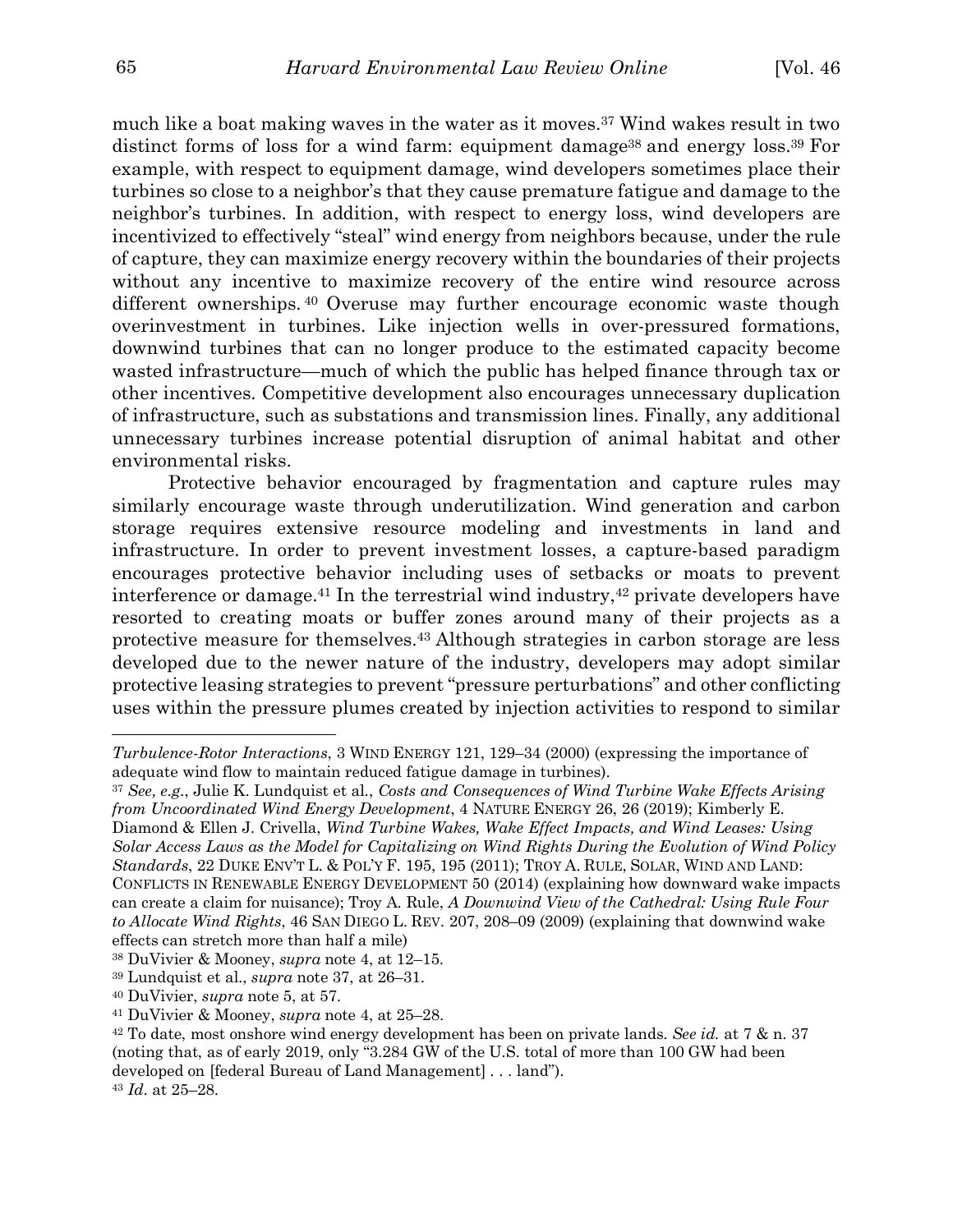much like a boat making waves in the water as it moves.[37] Wind wakes result in two distinct forms of loss for a wind farm: equipment damage[38] and energy loss.[39] For example, with respect to equipment damage, wind developers sometimes place their turbines so close to a neighbor's that they cause premature fatigue and damage to the neighbor's turbines. In addition, with respect to energy loss, wind developers are incentivized to effectively "steal" wind energy from neighbors because, under the rule of capture, they can maximize energy recovery within the boundaries of their projects without any incentive to maximize recovery of the entire wind resource across different ownerships.[40] Overuse may further encourage economic waste though overinvestment in turbines. Like injection wells in over-pressured formations, downwind turbines that can no longer produce to the estimated capacity become wasted infrastructure—much of which the public has helped finance through tax or other incentives. Competitive development also encourages unnecessary duplication of infrastructure, such as substations and transmission lines. Finally, any additional unnecessary turbines increase potential disruption of animal habitat and other environmental risks.

Protective behavior encouraged by fragmentation and capture rules may similarly encourage waste through underutilization. Wind generation and carbon storage requires extensive resource modeling and investments in land and infrastructure. In order to prevent investment losses, a capture-based paradigm encourages protective behavior including uses of setbacks or moats to prevent interference or damage.[41] In the terrestrial wind industry,[42] private developers have resorted to creating moats or buffer zones around many of their projects as a protective measure for themselves.[43] Although strategies in carbon storage are less developed due to the newer nature of the industry, developers may adopt similar protective leasing strategies to prevent "pressure perturbations" and other conflicting uses within the pressure plumes created by injection activities to respond to similar

---

*Turbulence-Rotor Interactions*, 3 WIND ENERGY 121, 129–34 (2000) (expressing the importance of adequate wind flow to maintain reduced fatigue damage in turbines).

[37] *See, e.g.*, Julie K. Lundquist et al., *Costs and Consequences of Wind Turbine Wake Effects Arising from Uncoordinated Wind Energy Development*, 4 NATURE ENERGY 26, 26 (2019); Kimberly E. Diamond & Ellen J. Crivella, *Wind Turbine Wakes, Wake Effect Impacts, and Wind Leases: Using Solar Access Laws as the Model for Capitalizing on Wind Rights During the Evolution of Wind Policy Standards*, 22 DUKE ENV'T L. & POL'Y F. 195, 195 (2011); TROY A. RULE, SOLAR, WIND AND LAND: CONFLICTS IN RENEWABLE ENERGY DEVELOPMENT 50 (2014) (explaining how downward wake impacts can create a claim for nuisance); Troy A. Rule, *A Downwind View of the Cathedral: Using Rule Four to Allocate Wind Rights*, 46 SAN DIEGO L. REV. 207, 208–09 (2009) (explaining that downwind wake effects can stretch more than half a mile)

[38] DuVivier & Mooney, *supra* note 4, at 12–15.

[39] Lundquist et al., *supra* note 37, at 26–31.

[40] DuVivier, *supra* note 5, at 57.

[41] DuVivier & Mooney, *supra* note 4, at 25–28.

[42] To date, most onshore wind energy development has been on private lands. *See id.* at 7 & n. 37 (noting that, as of early 2019, only "3.284 GW of the U.S. total of more than 100 GW had been developed on [federal Bureau of Land Management] . . . land").

[43] *Id*. at 25–28.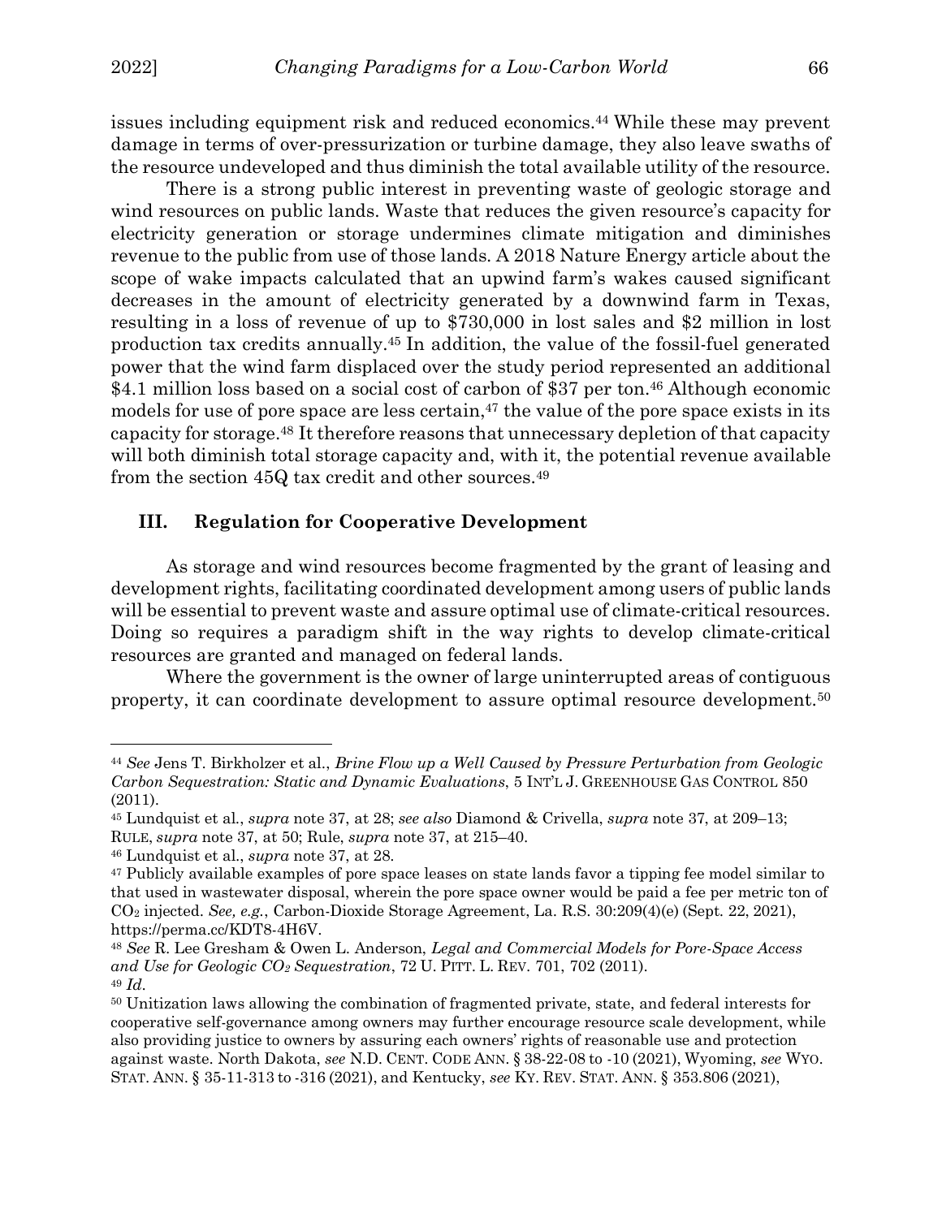issues including equipment risk and reduced economics.[44] While these may prevent damage in terms of over-pressurization or turbine damage, they also leave swaths of the resource undeveloped and thus diminish the total available utility of the resource.

There is a strong public interest in preventing waste of geologic storage and wind resources on public lands. Waste that reduces the given resource's capacity for electricity generation or storage undermines climate mitigation and diminishes revenue to the public from use of those lands. A 2018 Nature Energy article about the scope of wake impacts calculated that an upwind farm's wakes caused significant decreases in the amount of electricity generated by a downwind farm in Texas, resulting in a loss of revenue of up to $730,000 in lost sales and $2 million in lost production tax credits annually.[45] In addition, the value of the fossil-fuel generated power that the wind farm displaced over the study period represented an additional $4.1 million loss based on a social cost of carbon of $37 per ton.[46] Although economic models for use of pore space are less certain,[47] the value of the pore space exists in its capacity for storage.[48] It therefore reasons that unnecessary depletion of that capacity will both diminish total storage capacity and, with it, the potential revenue available from the section 45Q tax credit and other sources.[49]

## III. Regulation for Cooperative Development

As storage and wind resources become fragmented by the grant of leasing and development rights, facilitating coordinated development among users of public lands will be essential to prevent waste and assure optimal use of climate-critical resources. Doing so requires a paradigm shift in the way rights to develop climate-critical resources are granted and managed on federal lands.

Where the government is the owner of large uninterrupted areas of contiguous property, it can coordinate development to assure optimal resource development.[50]

---

[44] *See* Jens T. Birkholzer et al., *Brine Flow up a Well Caused by Pressure Perturbation from Geologic Carbon Sequestration: Static and Dynamic Evaluations*, 5 INT'L J. GREENHOUSE GAS CONTROL 850 (2011).

[45] Lundquist et al., *supra* note 37, at 28; *see also* Diamond & Crivella, *supra* note 37, at 209–13; RULE, *supra* note 37, at 50; Rule, *supra* note 37, at 215–40.

[46] Lundquist et al., *supra* note 37, at 28.

[47] Publicly available examples of pore space leases on state lands favor a tipping fee model similar to that used in wastewater disposal, wherein the pore space owner would be paid a fee per metric ton of $CO_2$ injected. *See, e.g.*, Carbon-Dioxide Storage Agreement, La. R.S. 30:209(4)(e) (Sept. 22, 2021), https://perma.cc/KDT8-4H6V.

[48] *See* R. Lee Gresham & Owen L. Anderson, *Legal and Commercial Models for Pore-Space Access and Use for Geologic $CO_2$ Sequestration*, 72 U. PITT. L. REV. 701, 702 (2011).

[49] *Id*.

[50] Unitization laws allowing the combination of fragmented private, state, and federal interests for cooperative self-governance among owners may further encourage resource scale development, while also providing justice to owners by assuring each owners' rights of reasonable use and protection against waste. North Dakota, *see* N.D. CENT. CODE ANN. § 38-22-08 to -10 (2021), Wyoming, *see* WYO. STAT. ANN. § 35-11-313 to -316 (2021), and Kentucky, *see* KY. REV. STAT. ANN. § 353.806 (2021),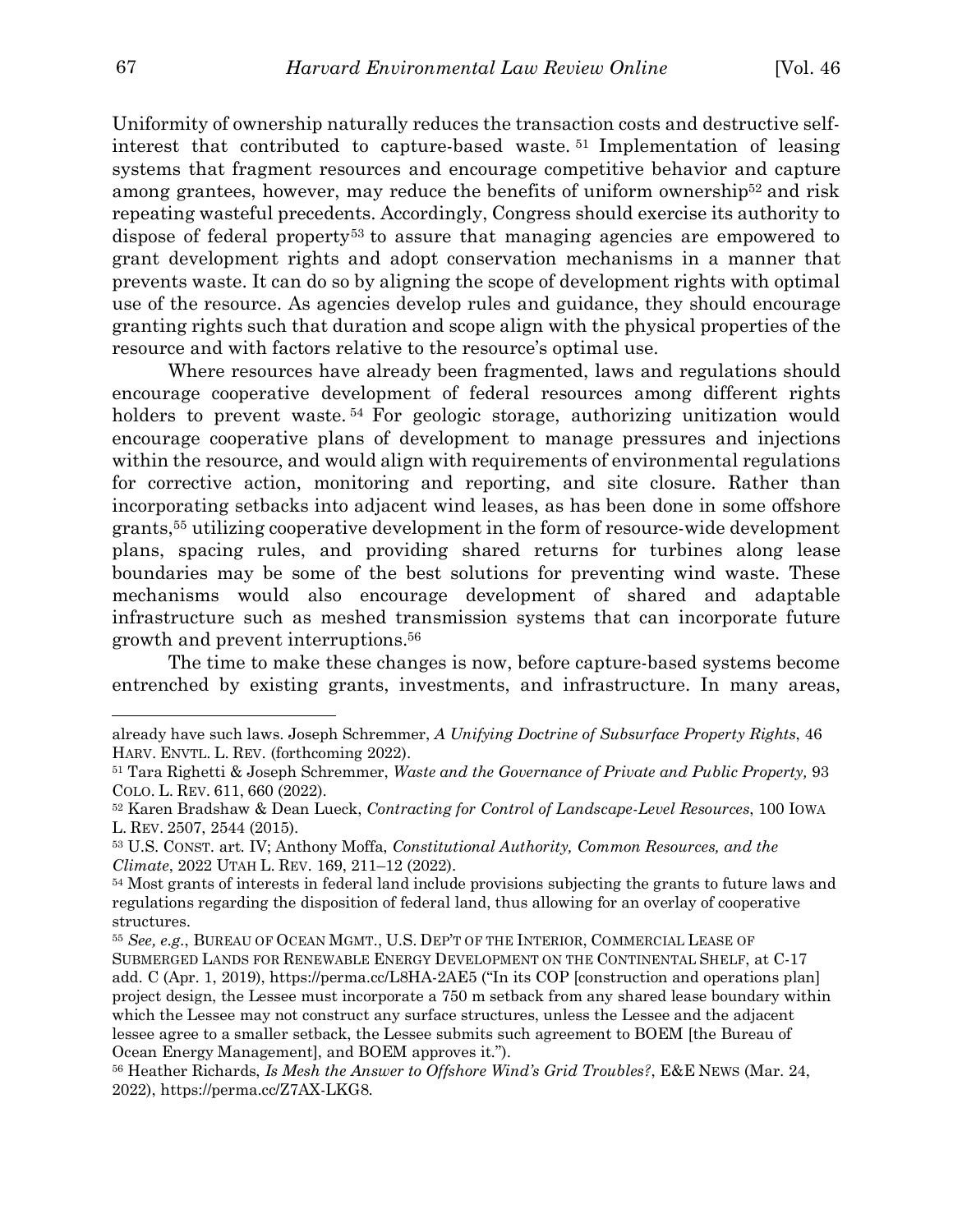Uniformity of ownership naturally reduces the transaction costs and destructive self-interest that contributed to capture-based waste.[51] Implementation of leasing systems that fragment resources and encourage competitive behavior and capture among grantees, however, may reduce the benefits of uniform ownership[52] and risk repeating wasteful precedents. Accordingly, Congress should exercise its authority to dispose of federal property[53] to assure that managing agencies are empowered to grant development rights and adopt conservation mechanisms in a manner that prevents waste. It can do so by aligning the scope of development rights with optimal use of the resource. As agencies develop rules and guidance, they should encourage granting rights such that duration and scope align with the physical properties of the resource and with factors relative to the resource's optimal use.

Where resources have already been fragmented, laws and regulations should encourage cooperative development of federal resources among different rights holders to prevent waste.[54] For geologic storage, authorizing unitization would encourage cooperative plans of development to manage pressures and injections within the resource, and would align with requirements of environmental regulations for corrective action, monitoring and reporting, and site closure. Rather than incorporating setbacks into adjacent wind leases, as has been done in some offshore grants,[55] utilizing cooperative development in the form of resource-wide development plans, spacing rules, and providing shared returns for turbines along lease boundaries may be some of the best solutions for preventing wind waste. These mechanisms would also encourage development of shared and adaptable infrastructure such as meshed transmission systems that can incorporate future growth and prevent interruptions.[56]

The time to make these changes is now, before capture-based systems become entrenched by existing grants, investments, and infrastructure. In many areas,

---

already have such laws. Joseph Schremmer, *A Unifying Doctrine of Subsurface Property Rights*, 46 HARV. ENVTL. L. REV. (forthcoming 2022).

[51] Tara Righetti & Joseph Schremmer, *Waste and the Governance of Private and Public Property,* 93 COLO. L. REV. 611, 660 (2022).

[52] Karen Bradshaw & Dean Lueck, *Contracting for Control of Landscape-Level Resources*, 100 IOWA L. REV. 2507, 2544 (2015).

[53] U.S. CONST. art. IV; Anthony Moffa, *Constitutional Authority, Common Resources, and the Climate*, 2022 UTAH L. REV. 169, 211–12 (2022).

[54] Most grants of interests in federal land include provisions subjecting the grants to future laws and regulations regarding the disposition of federal land, thus allowing for an overlay of cooperative structures.

[55] *See, e.g.*, BUREAU OF OCEAN MGMT., U.S. DEP'T OF THE INTERIOR, COMMERCIAL LEASE OF SUBMERGED LANDS FOR RENEWABLE ENERGY DEVELOPMENT ON THE CONTINENTAL SHELF, at C-17 add. C (Apr. 1, 2019), https://perma.cc/L8HA-2AE5 ("In its COP [construction and operations plan] project design, the Lessee must incorporate a 750 m setback from any shared lease boundary within which the Lessee may not construct any surface structures, unless the Lessee and the adjacent lessee agree to a smaller setback, the Lessee submits such agreement to BOEM [the Bureau of Ocean Energy Management], and BOEM approves it.").

[56] Heather Richards, *Is Mesh the Answer to Offshore Wind's Grid Troubles?*, E&E NEWS (Mar. 24, 2022), https://perma.cc/Z7AX-LKG8.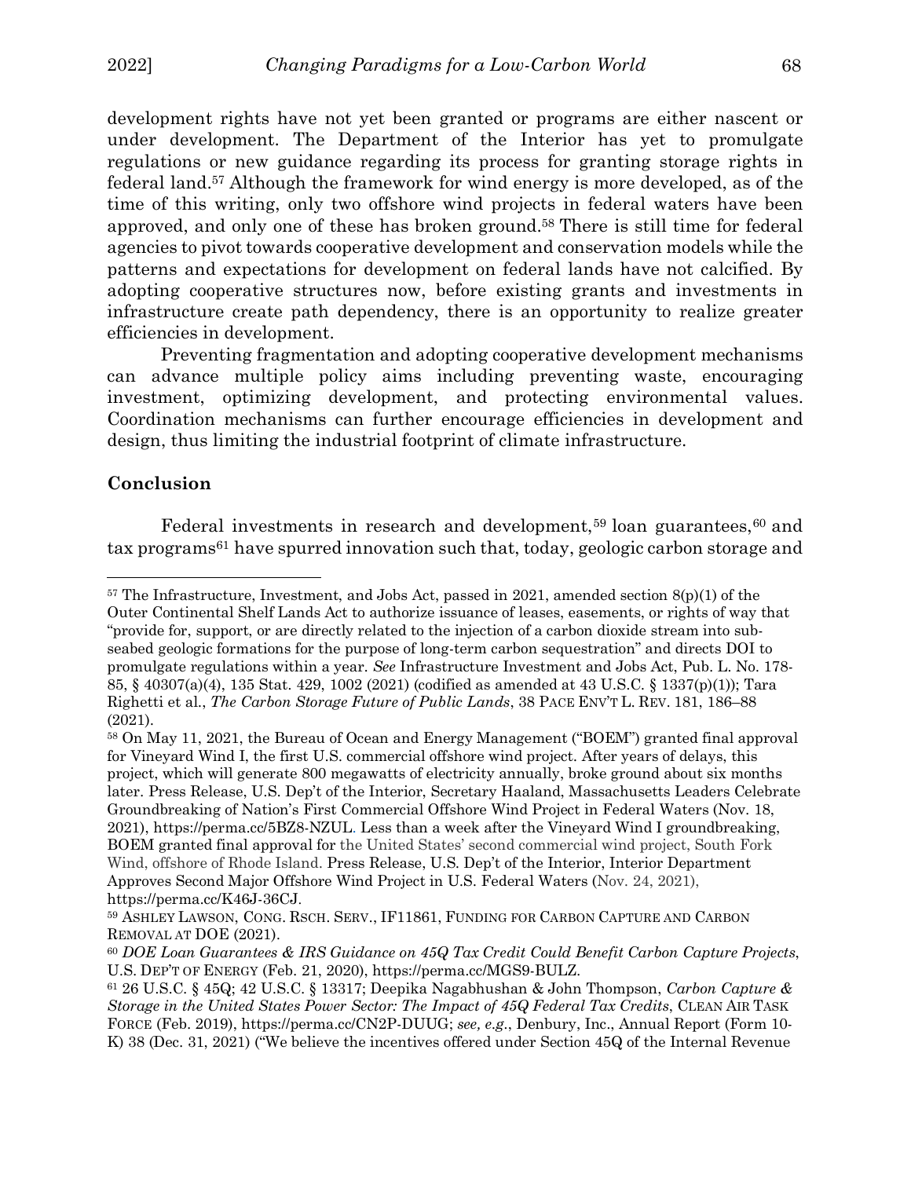development rights have not yet been granted or programs are either nascent or under development. The Department of the Interior has yet to promulgate regulations or new guidance regarding its process for granting storage rights in federal land.[57] Although the framework for wind energy is more developed, as of the time of this writing, only two offshore wind projects in federal waters have been approved, and only one of these has broken ground.[58] There is still time for federal agencies to pivot towards cooperative development and conservation models while the patterns and expectations for development on federal lands have not calcified. By adopting cooperative structures now, before existing grants and investments in infrastructure create path dependency, there is an opportunity to realize greater efficiencies in development.

Preventing fragmentation and adopting cooperative development mechanisms can advance multiple policy aims including preventing waste, encouraging investment, optimizing development, and protecting environmental values. Coordination mechanisms can further encourage efficiencies in development and design, thus limiting the industrial footprint of climate infrastructure.

## Conclusion

Federal investments in research and development,[59] loan guarantees,[60] and tax programs[61] have spurred innovation such that, today, geologic carbon storage and

---

[57] The Infrastructure, Investment, and Jobs Act, passed in 2021, amended section 8(p)(1) of the Outer Continental Shelf Lands Act to authorize issuance of leases, easements, or rights of way that "provide for, support, or are directly related to the injection of a carbon dioxide stream into sub-seabed geologic formations for the purpose of long-term carbon sequestration" and directs DOI to promulgate regulations within a year. *See* Infrastructure Investment and Jobs Act, Pub. L. No. 178-85, § 40307(a)(4), 135 Stat. 429, 1002 (2021) (codified as amended at 43 U.S.C. § 1337(p)(1)); Tara Righetti et al., *The Carbon Storage Future of Public Lands*, 38 PACE ENV'T L. REV. 181, 186–88 (2021).

[58] On May 11, 2021, the Bureau of Ocean and Energy Management ("BOEM") granted final approval for Vineyard Wind I, the first U.S. commercial offshore wind project. After years of delays, this project, which will generate 800 megawatts of electricity annually, broke ground about six months later. Press Release, U.S. Dep't of the Interior, Secretary Haaland, Massachusetts Leaders Celebrate Groundbreaking of Nation's First Commercial Offshore Wind Project in Federal Waters (Nov. 18, 2021), https://perma.cc/5BZ8-NZUL. Less than a week after the Vineyard Wind I groundbreaking, BOEM granted final approval for the United States' second commercial wind project, South Fork Wind, offshore of Rhode Island. Press Release, U.S. Dep't of the Interior, Interior Department Approves Second Major Offshore Wind Project in U.S. Federal Waters (Nov. 24, 2021), https://perma.cc/K46J-36CJ.

[59] ASHLEY LAWSON, CONG. RSCH. SERV., IF11861, FUNDING FOR CARBON CAPTURE AND CARBON REMOVAL AT DOE (2021).

[60] *DOE Loan Guarantees & IRS Guidance on 45Q Tax Credit Could Benefit Carbon Capture Projects*, U.S. DEP'T OF ENERGY (Feb. 21, 2020), https://perma.cc/MGS9-BULZ.

[61] 26 U.S.C. § 45Q; 42 U.S.C. § 13317; Deepika Nagabhushan & John Thompson, *Carbon Capture & Storage in the United States Power Sector: The Impact of 45Q Federal Tax Credits*, CLEAN AIR TASK FORCE (Feb. 2019), https://perma.cc/CN2P-DUUG; *see, e.g.*, Denbury, Inc., Annual Report (Form 10-K) 38 (Dec. 31, 2021) ("We believe the incentives offered under Section 45Q of the Internal Revenue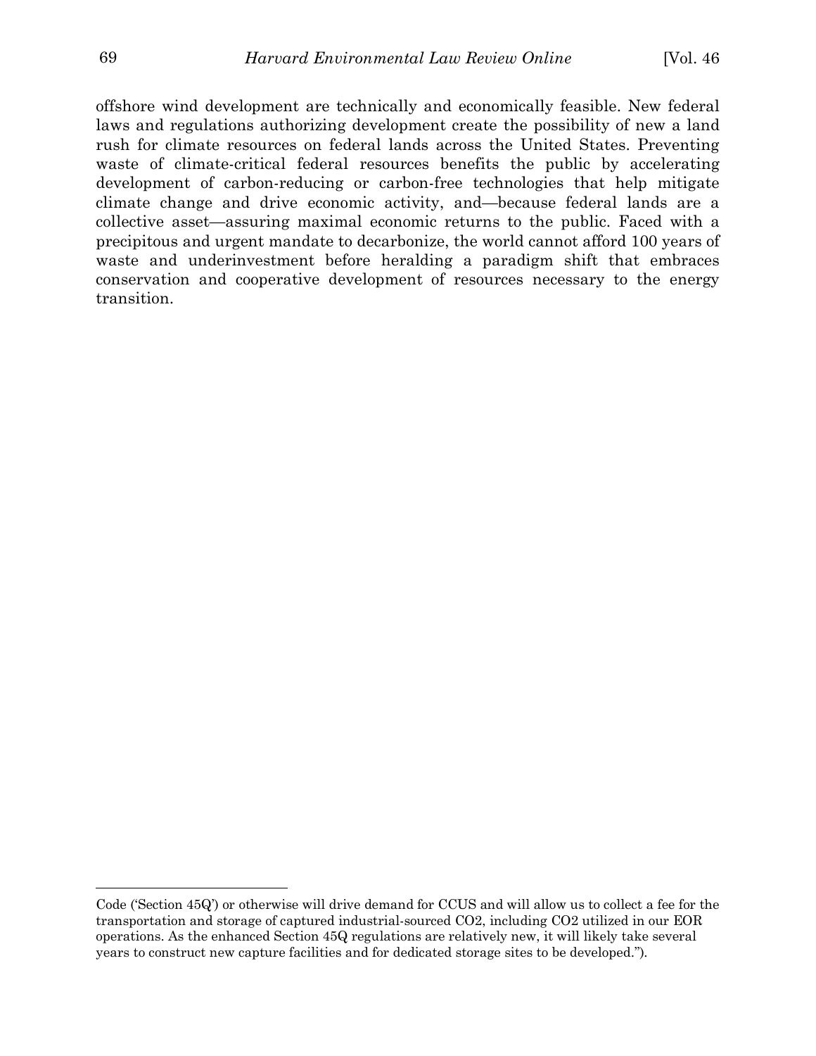offshore wind development are technically and economically feasible. New federal laws and regulations authorizing development create the possibility of new a land rush for climate resources on federal lands across the United States. Preventing waste of climate-critical federal resources benefits the public by accelerating development of carbon-reducing or carbon-free technologies that help mitigate climate change and drive economic activity, and—because federal lands are a collective asset—assuring maximal economic returns to the public. Faced with a precipitous and urgent mandate to decarbonize, the world cannot afford 100 years of waste and underinvestment before heralding a paradigm shift that embraces conservation and cooperative development of resources necessary to the energy transition.

---

Code ('Section 45Q') or otherwise will drive demand for CCUS and will allow us to collect a fee for the transportation and storage of captured industrial-sourced CO2, including CO2 utilized in our EOR operations. As the enhanced Section 45Q regulations are relatively new, it will likely take several years to construct new capture facilities and for dedicated storage sites to be developed.").